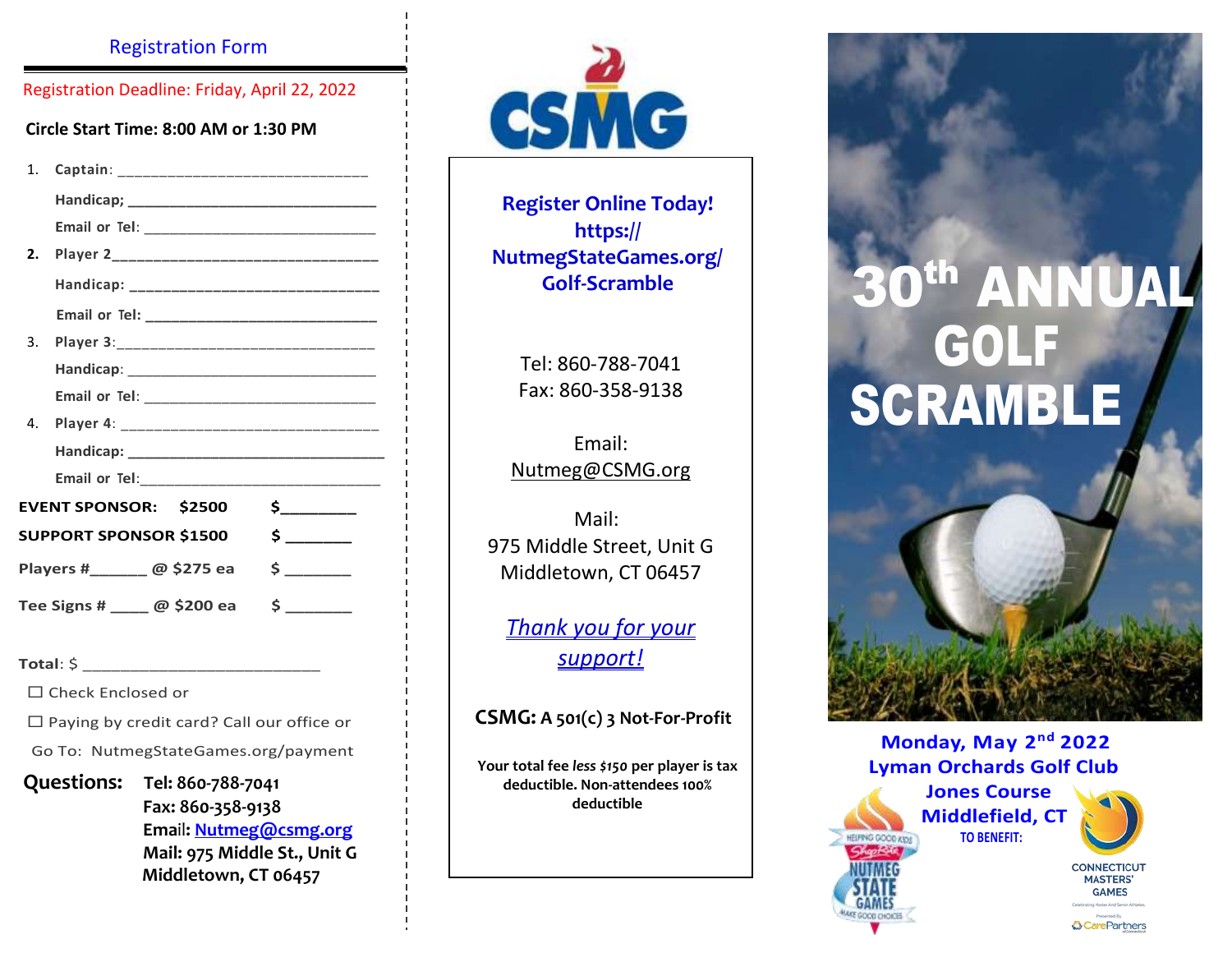## Registration Form

Registration Deadline: Friday, April 22, 2022

**Circle Start Time: 8:00 AM or 1:30 PM**

1. **Captain**: ____________________________
   **Handicap;** ____________________________
   **Email or Tel**: ____________________________
2. **Player 2**____________________________
   **Handicap:** ____________________________
   **Email or Tel:** ____________________________
3. **Player 3**:____________________________
   **Handicap**: ____________________________
   **Email or Tel**: ____________________________
4. **Player 4**: ____________________________
   **Handicap:** ____________________________
   **Email or Tel**:____________________________

**EVENT SPONSOR: $2500** $________

**SUPPORT SPONSOR $1500** $ _______

**Players #______ @ $275 ea** $ _______

**Tee Signs # ____ @ $200 ea** $ _______

**Total**: $ ________________________

☐ Check Enclosed or

☐ Paying by credit card? Call our office or

Go To: NutmegStateGames.org/payment

**Questions:** **Tel: 860-788-7041**
**Fax: 860-358-9138**
**Email: Nutmeg@csmg.org**
**Mail: 975 Middle St., Unit G**
**Middletown, CT 06457**

---

CSMG

**Register Online Today!**
**https:// NutmegStateGames.org/ Golf-Scramble**

Tel: 860-788-7041
Fax: 860-358-9138

Email:
Nutmeg@CSMG.org

Mail:
975 Middle Street, Unit G
Middletown, CT 06457

*Thank you for your support!*

**CSMG: A 501(c) 3 Not-For-Profit**

**Your total fee *less $150* per player is tax deductible. Non-attendees 100% deductible**

---

# 30th ANNUAL GOLF SCRAMBLE

**Monday, May 2nd 2022**
**Lyman Orchards Golf Club**
**Jones Course**
**Middlefield, CT**

TO BENEFIT:

Nutmeg State Games

Connecticut Masters' Games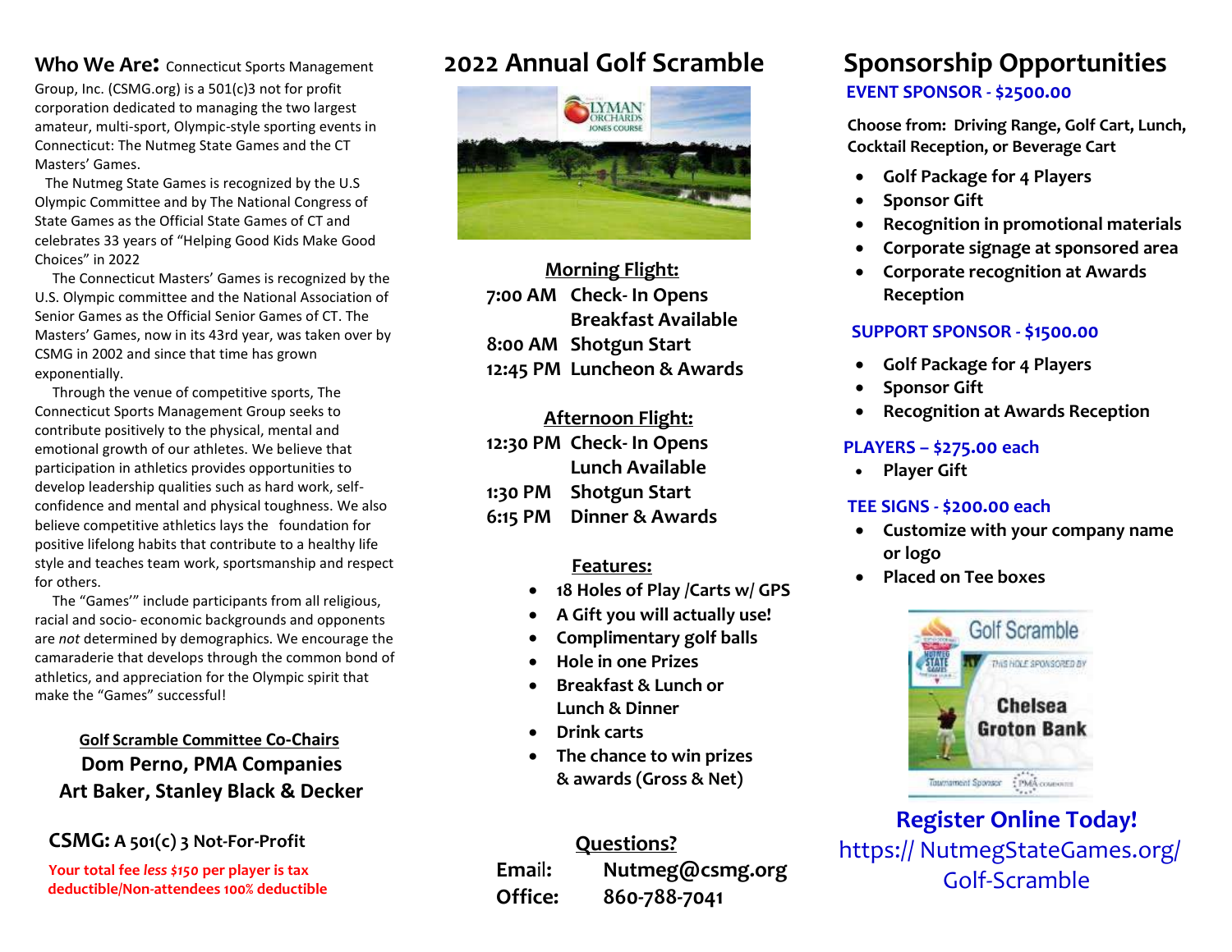**Who We Are:** Connecticut Sports Management Group, Inc. (CSMG.org) is a 501(c)3 not for profit corporation dedicated to managing the two largest amateur, multi-sport, Olympic-style sporting events in Connecticut: The Nutmeg State Games and the CT Masters' Games.

The Nutmeg State Games is recognized by the U.S Olympic Committee and by The National Congress of State Games as the Official State Games of CT and celebrates 33 years of "Helping Good Kids Make Good Choices" in 2022

The Connecticut Masters' Games is recognized by the U.S. Olympic committee and the National Association of Senior Games as the Official Senior Games of CT. The Masters' Games, now in its 43rd year, was taken over by CSMG in 2002 and since that time has grown exponentially.

Through the venue of competitive sports, The Connecticut Sports Management Group seeks to contribute positively to the physical, mental and emotional growth of our athletes. We believe that participation in athletics provides opportunities to develop leadership qualities such as hard work, self-confidence and mental and physical toughness. We also believe competitive athletics lays the foundation for positive lifelong habits that contribute to a healthy life style and teaches team work, sportsmanship and respect for others.

The "Games'" include participants from all religious, racial and socio- economic backgrounds and opponents are *not* determined by demographics. We encourage the camaraderie that develops through the common bond of athletics, and appreciation for the Olympic spirit that make the "Games" successful!

**Golf Scramble Committee Co-Chairs**

**Dom Perno, PMA Companies**
**Art Baker, Stanley Black & Decker**

**CSMG: A 501(c) 3 Not-For-Profit**

**Your total fee *less $150* per player is tax deductible/Non-attendees 100% deductible**

# 2022 Annual Golf Scramble

**Morning Flight:**

**7:00 AM** Check- In Opens
Breakfast Available
**8:00 AM** Shotgun Start
**12:45 PM** Luncheon & Awards

**Afternoon Flight:**

**12:30 PM** Check- In Opens
Lunch Available
**1:30 PM** Shotgun Start
**6:15 PM** Dinner & Awards

**Features:**

- 18 Holes of Play /Carts w/ GPS
- A Gift you will actually use!
- Complimentary golf balls
- Hole in one Prizes
- Breakfast & Lunch or Lunch & Dinner
- Drink carts
- The chance to win prizes & awards (Gross & Net)

**Questions?**

Email: Nutmeg@csmg.org
Office: 860-788-7041

# Sponsorship Opportunities

## EVENT SPONSOR - $2500.00

**Choose from: Driving Range, Golf Cart, Lunch, Cocktail Reception, or Beverage Cart**

- Golf Package for 4 Players
- Sponsor Gift
- Recognition in promotional materials
- Corporate signage at sponsored area
- Corporate recognition at Awards Reception

## SUPPORT SPONSOR - $1500.00

- Golf Package for 4 Players
- Sponsor Gift
- Recognition at Awards Reception

## PLAYERS – $275.00 each

- Player Gift

## TEE SIGNS - $200.00 each

- Customize with your company name or logo
- Placed on Tee boxes

**Register Online Today!**
https:// NutmegStateGames.org/Golf-Scramble